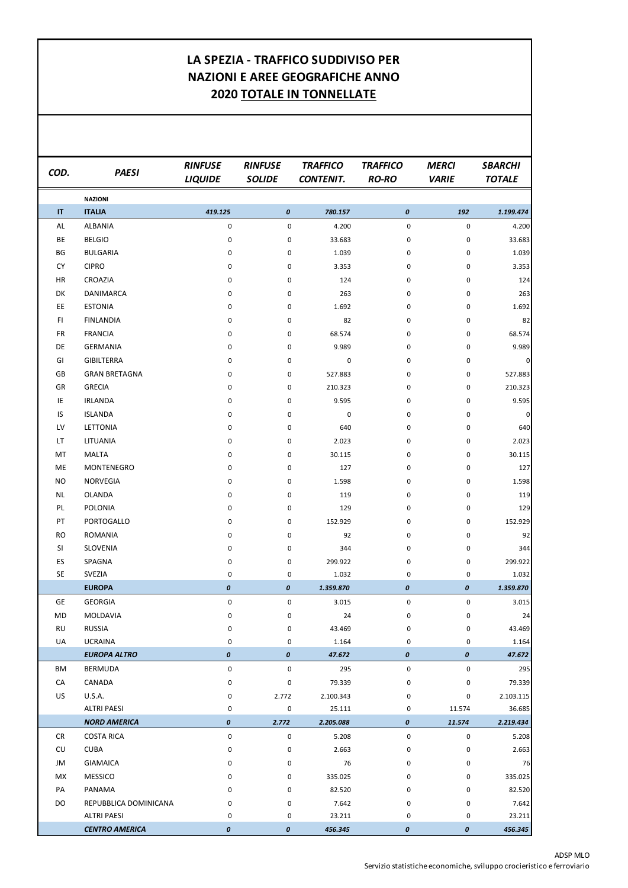# LA SPEZIA - TRAFFICO SUDDIVISO PER NAZIONI E AREE GEOGRAFICHE ANNO 2020 TOTALE IN TONNELLATE

| COD. | PAESI | RINFUSE LIQUIDE | RINFUSE SOLIDE | TRAFFICO CONTENIT. | TRAFFICO RO-RO | MERCI VARIE | SBARCHI TOTALE |
|---|---|---|---|---|---|---|---|
| | **NAZIONI** | | | | | | |
| **IT** | **ITALIA** | ***419.125*** | ***0*** | ***780.157*** | ***0*** | ***192*** | ***1.199.474*** |
| AL | ALBANIA | 0 | 0 | 4.200 | 0 | 0 | 4.200 |
| BE | BELGIO | 0 | 0 | 33.683 | 0 | 0 | 33.683 |
| BG | BULGARIA | 0 | 0 | 1.039 | 0 | 0 | 1.039 |
| CY | CIPRO | 0 | 0 | 3.353 | 0 | 0 | 3.353 |
| HR | CROAZIA | 0 | 0 | 124 | 0 | 0 | 124 |
| DK | DANIMARCA | 0 | 0 | 263 | 0 | 0 | 263 |
| EE | ESTONIA | 0 | 0 | 1.692 | 0 | 0 | 1.692 |
| FI | FINLANDIA | 0 | 0 | 82 | 0 | 0 | 82 |
| FR | FRANCIA | 0 | 0 | 68.574 | 0 | 0 | 68.574 |
| DE | GERMANIA | 0 | 0 | 9.989 | 0 | 0 | 9.989 |
| GI | GIBILTERRA | 0 | 0 | 0 | 0 | 0 | 0 |
| GB | GRAN BRETAGNA | 0 | 0 | 527.883 | 0 | 0 | 527.883 |
| GR | GRECIA | 0 | 0 | 210.323 | 0 | 0 | 210.323 |
| IE | IRLANDA | 0 | 0 | 9.595 | 0 | 0 | 9.595 |
| IS | ISLANDA | 0 | 0 | 0 | 0 | 0 | 0 |
| LV | LETTONIA | 0 | 0 | 640 | 0 | 0 | 640 |
| LT | LITUANIA | 0 | 0 | 2.023 | 0 | 0 | 2.023 |
| MT | MALTA | 0 | 0 | 30.115 | 0 | 0 | 30.115 |
| ME | MONTENEGRO | 0 | 0 | 127 | 0 | 0 | 127 |
| NO | NORVEGIA | 0 | 0 | 1.598 | 0 | 0 | 1.598 |
| NL | OLANDA | 0 | 0 | 119 | 0 | 0 | 119 |
| PL | POLONIA | 0 | 0 | 129 | 0 | 0 | 129 |
| PT | PORTOGALLO | 0 | 0 | 152.929 | 0 | 0 | 152.929 |
| RO | ROMANIA | 0 | 0 | 92 | 0 | 0 | 92 |
| SI | SLOVENIA | 0 | 0 | 344 | 0 | 0 | 344 |
| ES | SPAGNA | 0 | 0 | 299.922 | 0 | 0 | 299.922 |
| SE | SVEZIA | 0 | 0 | 1.032 | 0 | 0 | 1.032 |
| | **EUROPA** | ***0*** | ***0*** | ***1.359.870*** | ***0*** | ***0*** | ***1.359.870*** |
| GE | GEORGIA | 0 | 0 | 3.015 | 0 | 0 | 3.015 |
| MD | MOLDAVIA | 0 | 0 | 24 | 0 | 0 | 24 |
| RU | RUSSIA | 0 | 0 | 43.469 | 0 | 0 | 43.469 |
| UA | UCRAINA | 0 | 0 | 1.164 | 0 | 0 | 1.164 |
| | ***EUROPA ALTRO*** | ***0*** | ***0*** | ***47.672*** | ***0*** | ***0*** | ***47.672*** |
| BM | BERMUDA | 0 | 0 | 295 | 0 | 0 | 295 |
| CA | CANADA | 0 | 0 | 79.339 | 0 | 0 | 79.339 |
| US | U.S.A. | 0 | 2.772 | 2.100.343 | 0 | 0 | 2.103.115 |
| | ALTRI PAESI | 0 | 0 | 25.111 | 0 | 11.574 | 36.685 |
| | ***NORD AMERICA*** | ***0*** | ***2.772*** | ***2.205.088*** | ***0*** | ***11.574*** | ***2.219.434*** |
| CR | COSTA RICA | 0 | 0 | 5.208 | 0 | 0 | 5.208 |
| CU | CUBA | 0 | 0 | 2.663 | 0 | 0 | 2.663 |
| JM | GIAMAICA | 0 | 0 | 76 | 0 | 0 | 76 |
| MX | MESSICO | 0 | 0 | 335.025 | 0 | 0 | 335.025 |
| PA | PANAMA | 0 | 0 | 82.520 | 0 | 0 | 82.520 |
| DO | REPUBBLICA DOMINICANA | 0 | 0 | 7.642 | 0 | 0 | 7.642 |
| | ALTRI PAESI | 0 | 0 | 23.211 | 0 | 0 | 23.211 |
| | ***CENTRO AMERICA*** | ***0*** | ***0*** | ***456.345*** | ***0*** | ***0*** | ***456.345*** |

ADSP MLO
Servizio statistiche economiche, sviluppo crocieristico e ferroviario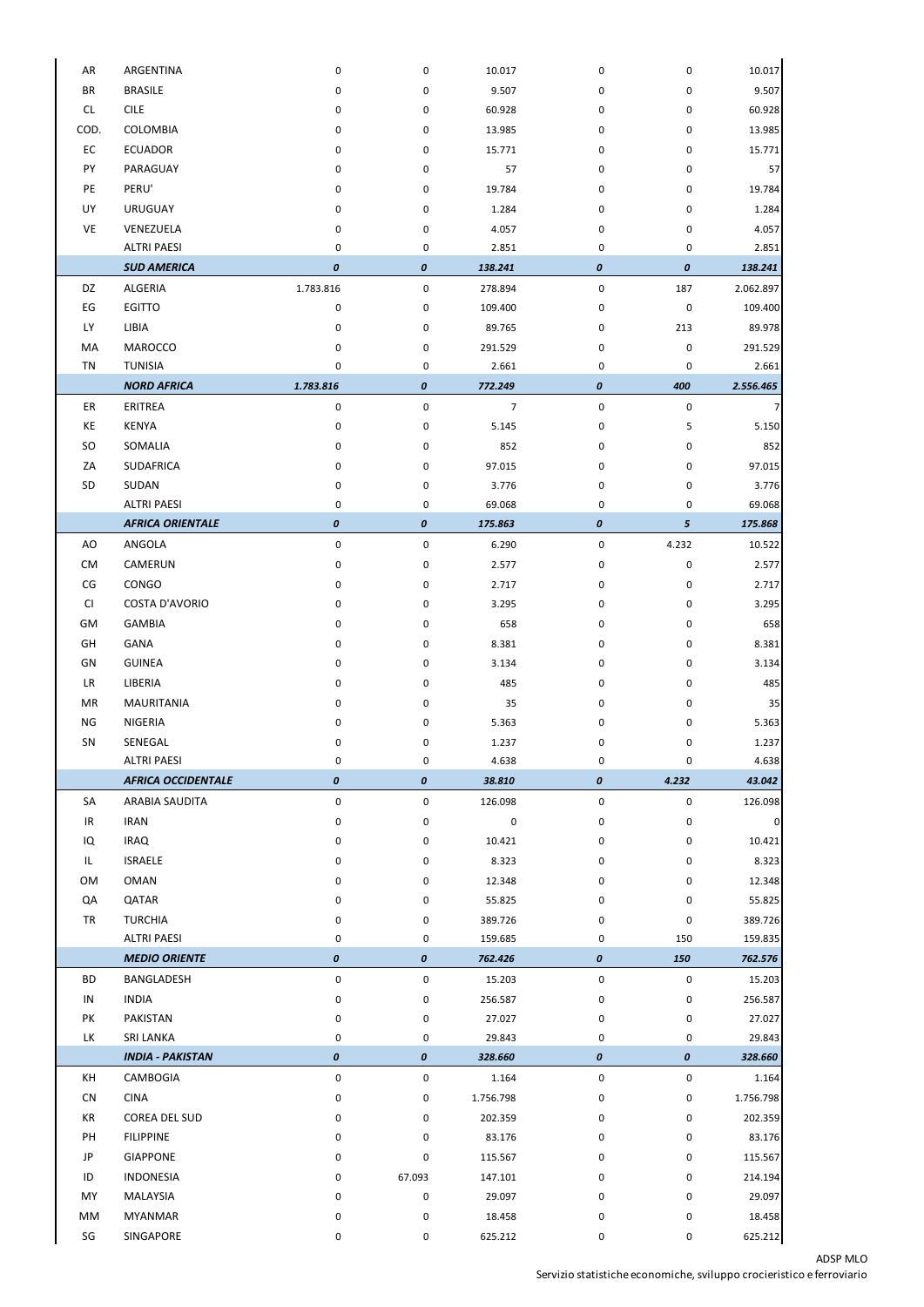| | | | | | | | |
|---|---|---|---|---|---|---|---|
| AR | ARGENTINA | 0 | 0 | 10.017 | 0 | 0 | 10.017 |
| BR | BRASILE | 0 | 0 | 9.507 | 0 | 0 | 9.507 |
| CL | CILE | 0 | 0 | 60.928 | 0 | 0 | 60.928 |
| COD. | COLOMBIA | 0 | 0 | 13.985 | 0 | 0 | 13.985 |
| EC | ECUADOR | 0 | 0 | 15.771 | 0 | 0 | 15.771 |
| PY | PARAGUAY | 0 | 0 | 57 | 0 | 0 | 57 |
| PE | PERU' | 0 | 0 | 19.784 | 0 | 0 | 19.784 |
| UY | URUGUAY | 0 | 0 | 1.284 | 0 | 0 | 1.284 |
| VE | VENEZUELA | 0 | 0 | 4.057 | 0 | 0 | 4.057 |
| | ALTRI PAESI | 0 | 0 | 2.851 | 0 | 0 | 2.851 |
| | ***SUD AMERICA*** | ***0*** | ***0*** | ***138.241*** | ***0*** | ***0*** | ***138.241*** |
| DZ | ALGERIA | 1.783.816 | 0 | 278.894 | 0 | 187 | 2.062.897 |
| EG | EGITTO | 0 | 0 | 109.400 | 0 | 0 | 109.400 |
| LY | LIBIA | 0 | 0 | 89.765 | 0 | 213 | 89.978 |
| MA | MAROCCO | 0 | 0 | 291.529 | 0 | 0 | 291.529 |
| TN | TUNISIA | 0 | 0 | 2.661 | 0 | 0 | 2.661 |
| | ***NORD AFRICA*** | ***1.783.816*** | ***0*** | ***772.249*** | ***0*** | ***400*** | ***2.556.465*** |
| ER | ERITREA | 0 | 0 | 7 | 0 | 0 | 7 |
| KE | KENYA | 0 | 0 | 5.145 | 0 | 5 | 5.150 |
| SO | SOMALIA | 0 | 0 | 852 | 0 | 0 | 852 |
| ZA | SUDAFRICA | 0 | 0 | 97.015 | 0 | 0 | 97.015 |
| SD | SUDAN | 0 | 0 | 3.776 | 0 | 0 | 3.776 |
| | ALTRI PAESI | 0 | 0 | 69.068 | 0 | 0 | 69.068 |
| | ***AFRICA ORIENTALE*** | ***0*** | ***0*** | ***175.863*** | ***0*** | ***5*** | ***175.868*** |
| AO | ANGOLA | 0 | 0 | 6.290 | 0 | 4.232 | 10.522 |
| CM | CAMERUN | 0 | 0 | 2.577 | 0 | 0 | 2.577 |
| CG | CONGO | 0 | 0 | 2.717 | 0 | 0 | 2.717 |
| CI | COSTA D'AVORIO | 0 | 0 | 3.295 | 0 | 0 | 3.295 |
| GM | GAMBIA | 0 | 0 | 658 | 0 | 0 | 658 |
| GH | GANA | 0 | 0 | 8.381 | 0 | 0 | 8.381 |
| GN | GUINEA | 0 | 0 | 3.134 | 0 | 0 | 3.134 |
| LR | LIBERIA | 0 | 0 | 485 | 0 | 0 | 485 |
| MR | MAURITANIA | 0 | 0 | 35 | 0 | 0 | 35 |
| NG | NIGERIA | 0 | 0 | 5.363 | 0 | 0 | 5.363 |
| SN | SENEGAL | 0 | 0 | 1.237 | 0 | 0 | 1.237 |
| | ALTRI PAESI | 0 | 0 | 4.638 | 0 | 0 | 4.638 |
| | ***AFRICA OCCIDENTALE*** | ***0*** | ***0*** | ***38.810*** | ***0*** | ***4.232*** | ***43.042*** |
| SA | ARABIA SAUDITA | 0 | 0 | 126.098 | 0 | 0 | 126.098 |
| IR | IRAN | 0 | 0 | 0 | 0 | 0 | 0 |
| IQ | IRAQ | 0 | 0 | 10.421 | 0 | 0 | 10.421 |
| IL | ISRAELE | 0 | 0 | 8.323 | 0 | 0 | 8.323 |
| OM | OMAN | 0 | 0 | 12.348 | 0 | 0 | 12.348 |
| QA | QATAR | 0 | 0 | 55.825 | 0 | 0 | 55.825 |
| TR | TURCHIA | 0 | 0 | 389.726 | 0 | 0 | 389.726 |
| | ALTRI PAESI | 0 | 0 | 159.685 | 0 | 150 | 159.835 |
| | ***MEDIO ORIENTE*** | ***0*** | ***0*** | ***762.426*** | ***0*** | ***150*** | ***762.576*** |
| BD | BANGLADESH | 0 | 0 | 15.203 | 0 | 0 | 15.203 |
| IN | INDIA | 0 | 0 | 256.587 | 0 | 0 | 256.587 |
| PK | PAKISTAN | 0 | 0 | 27.027 | 0 | 0 | 27.027 |
| LK | SRI LANKA | 0 | 0 | 29.843 | 0 | 0 | 29.843 |
| | ***INDIA - PAKISTAN*** | ***0*** | ***0*** | ***328.660*** | ***0*** | ***0*** | ***328.660*** |
| KH | CAMBOGIA | 0 | 0 | 1.164 | 0 | 0 | 1.164 |
| CN | CINA | 0 | 0 | 1.756.798 | 0 | 0 | 1.756.798 |
| KR | COREA DEL SUD | 0 | 0 | 202.359 | 0 | 0 | 202.359 |
| PH | FILIPPINE | 0 | 0 | 83.176 | 0 | 0 | 83.176 |
| JP | GIAPPONE | 0 | 0 | 115.567 | 0 | 0 | 115.567 |
| ID | INDONESIA | 0 | 67.093 | 147.101 | 0 | 0 | 214.194 |
| MY | MALAYSIA | 0 | 0 | 29.097 | 0 | 0 | 29.097 |
| MM | MYANMAR | 0 | 0 | 18.458 | 0 | 0 | 18.458 |
| SG | SINGAPORE | 0 | 0 | 625.212 | 0 | 0 | 625.212 |

ADSP MLO
Servizio statistiche economiche, sviluppo crocieristico e ferroviario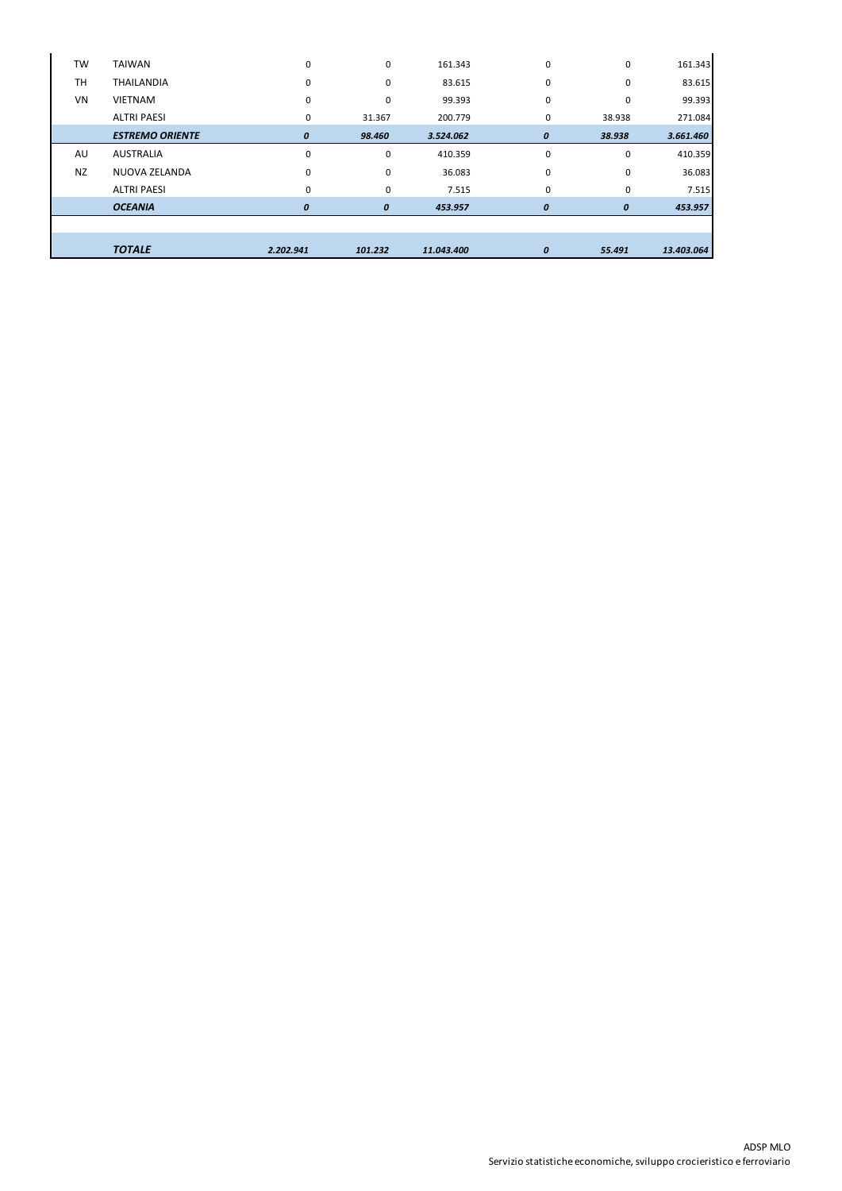| | | | | | | | |
|---|---|---|---|---|---|---|---|
| TW | TAIWAN | 0 | 0 | 161.343 | 0 | 0 | 161.343 |
| TH | THAILANDIA | 0 | 0 | 83.615 | 0 | 0 | 83.615 |
| VN | VIETNAM | 0 | 0 | 99.393 | 0 | 0 | 99.393 |
| | ALTRI PAESI | 0 | 31.367 | 200.779 | 0 | 38.938 | 271.084 |
| | ***ESTREMO ORIENTE*** | ***0*** | ***98.460*** | ***3.524.062*** | ***0*** | ***38.938*** | ***3.661.460*** |
| AU | AUSTRALIA | 0 | 0 | 410.359 | 0 | 0 | 410.359 |
| NZ | NUOVA ZELANDA | 0 | 0 | 36.083 | 0 | 0 | 36.083 |
| | ALTRI PAESI | 0 | 0 | 7.515 | 0 | 0 | 7.515 |
| | ***OCEANIA*** | ***0*** | ***0*** | ***453.957*** | ***0*** | ***0*** | ***453.957*** |
| | | | | | | | |
| | ***TOTALE*** | ***2.202.941*** | ***101.232*** | ***11.043.400*** | ***0*** | ***55.491*** | ***13.403.064*** |

ADSP MLO
Servizio statistiche economiche, sviluppo crocieristico e ferroviario